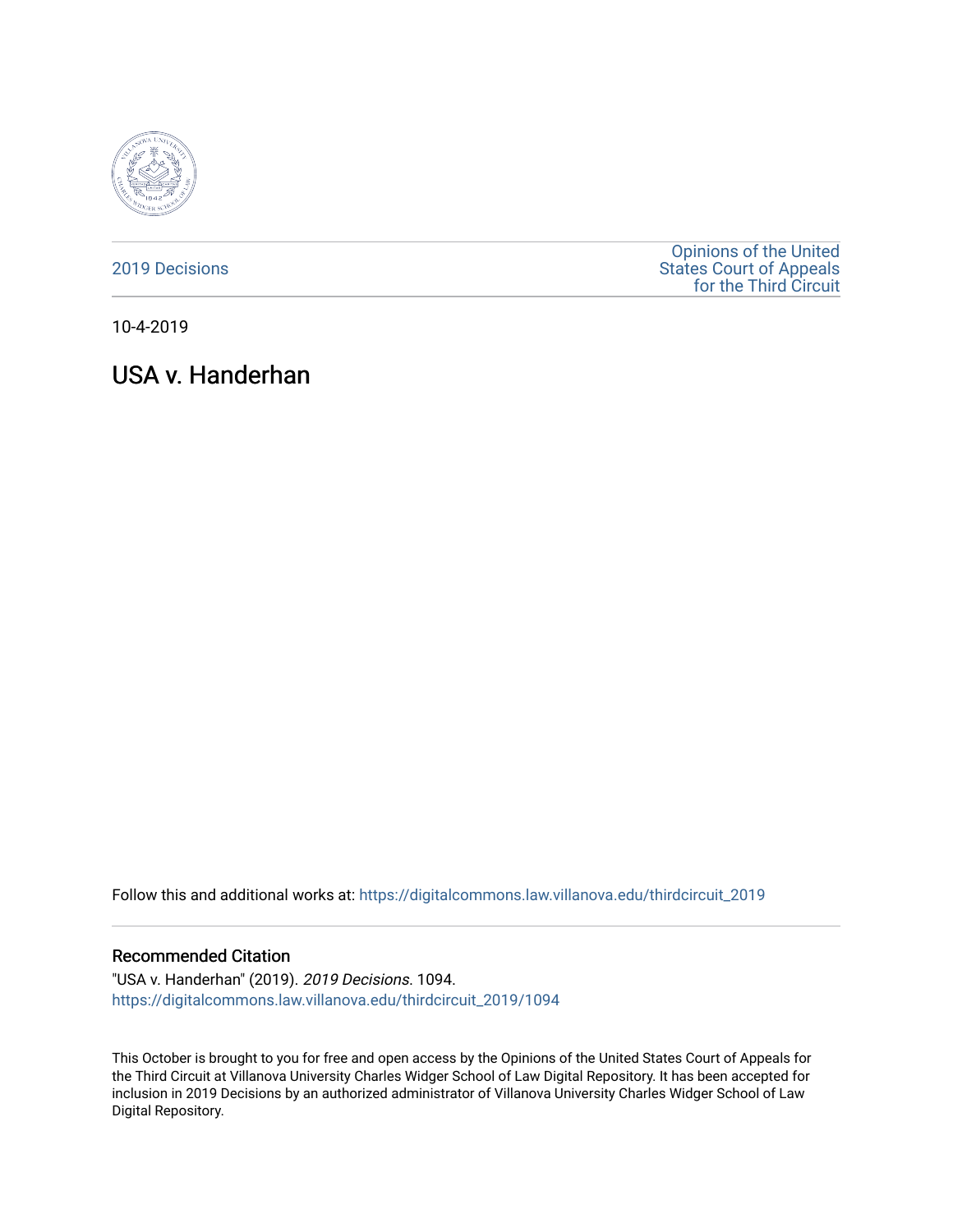2019 Decisions

Opinions of the United States Court of Appeals for the Third Circuit

10-4-2019

# USA v. Handerhan

Follow this and additional works at: https://digitalcommons.law.villanova.edu/thirdcircuit_2019

## Recommended Citation

"USA v. Handerhan" (2019). *2019 Decisions*. 1094.
https://digitalcommons.law.villanova.edu/thirdcircuit_2019/1094

This October is brought to you for free and open access by the Opinions of the United States Court of Appeals for the Third Circuit at Villanova University Charles Widger School of Law Digital Repository. It has been accepted for inclusion in 2019 Decisions by an authorized administrator of Villanova University Charles Widger School of Law Digital Repository.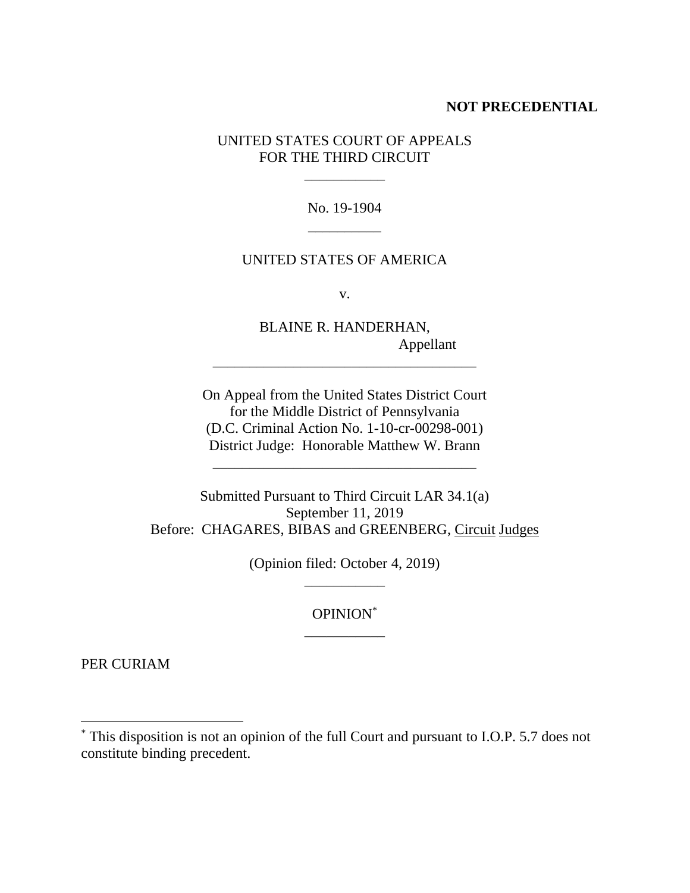**NOT PRECEDENTIAL**

UNITED STATES COURT OF APPEALS
FOR THE THIRD CIRCUIT

\_\_\_\_\_\_\_\_\_\_\_

No. 19-1904

\_\_\_\_\_\_\_\_\_\_

UNITED STATES OF AMERICA

v.

BLAINE R. HANDERHAN,
Appellant

\_\_\_\_\_\_\_\_\_\_\_\_\_\_\_\_\_\_\_\_\_\_\_\_\_\_\_\_\_\_\_\_\_\_\_\_

On Appeal from the United States District Court
for the Middle District of Pennsylvania
(D.C. Criminal Action No. 1-10-cr-00298-001)
District Judge: Honorable Matthew W. Brann

\_\_\_\_\_\_\_\_\_\_\_\_\_\_\_\_\_\_\_\_\_\_\_\_\_\_\_\_\_\_\_\_\_\_\_\_

Submitted Pursuant to Third Circuit LAR 34.1(a)
September 11, 2019
Before: CHAGARES, BIBAS and GREENBERG, Circuit Judges

(Opinion filed: October 4, 2019)

\_\_\_\_\_\_\_\_\_\_\_

OPINION[*]

\_\_\_\_\_\_\_\_\_\_\_

PER CURIAM

---

[*] This disposition is not an opinion of the full Court and pursuant to I.O.P. 5.7 does not constitute binding precedent.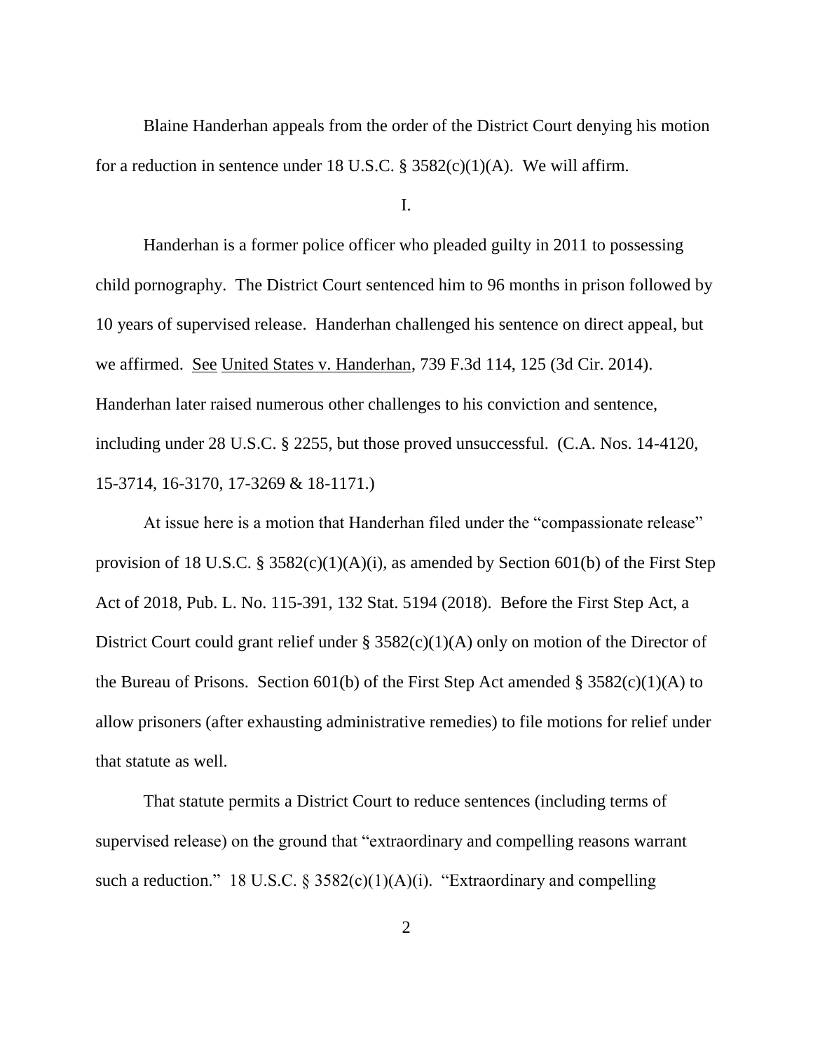Blaine Handerhan appeals from the order of the District Court denying his motion for a reduction in sentence under 18 U.S.C. § 3582(c)(1)(A). We will affirm.

I.

Handerhan is a former police officer who pleaded guilty in 2011 to possessing child pornography. The District Court sentenced him to 96 months in prison followed by 10 years of supervised release. Handerhan challenged his sentence on direct appeal, but we affirmed. See United States v. Handerhan, 739 F.3d 114, 125 (3d Cir. 2014). Handerhan later raised numerous other challenges to his conviction and sentence, including under 28 U.S.C. § 2255, but those proved unsuccessful. (C.A. Nos. 14-4120, 15-3714, 16-3170, 17-3269 & 18-1171.)

At issue here is a motion that Handerhan filed under the "compassionate release" provision of 18 U.S.C. § 3582(c)(1)(A)(i), as amended by Section 601(b) of the First Step Act of 2018, Pub. L. No. 115-391, 132 Stat. 5194 (2018). Before the First Step Act, a District Court could grant relief under § 3582(c)(1)(A) only on motion of the Director of the Bureau of Prisons. Section 601(b) of the First Step Act amended § 3582(c)(1)(A) to allow prisoners (after exhausting administrative remedies) to file motions for relief under that statute as well.

That statute permits a District Court to reduce sentences (including terms of supervised release) on the ground that "extraordinary and compelling reasons warrant such a reduction." 18 U.S.C. § 3582(c)(1)(A)(i). "Extraordinary and compelling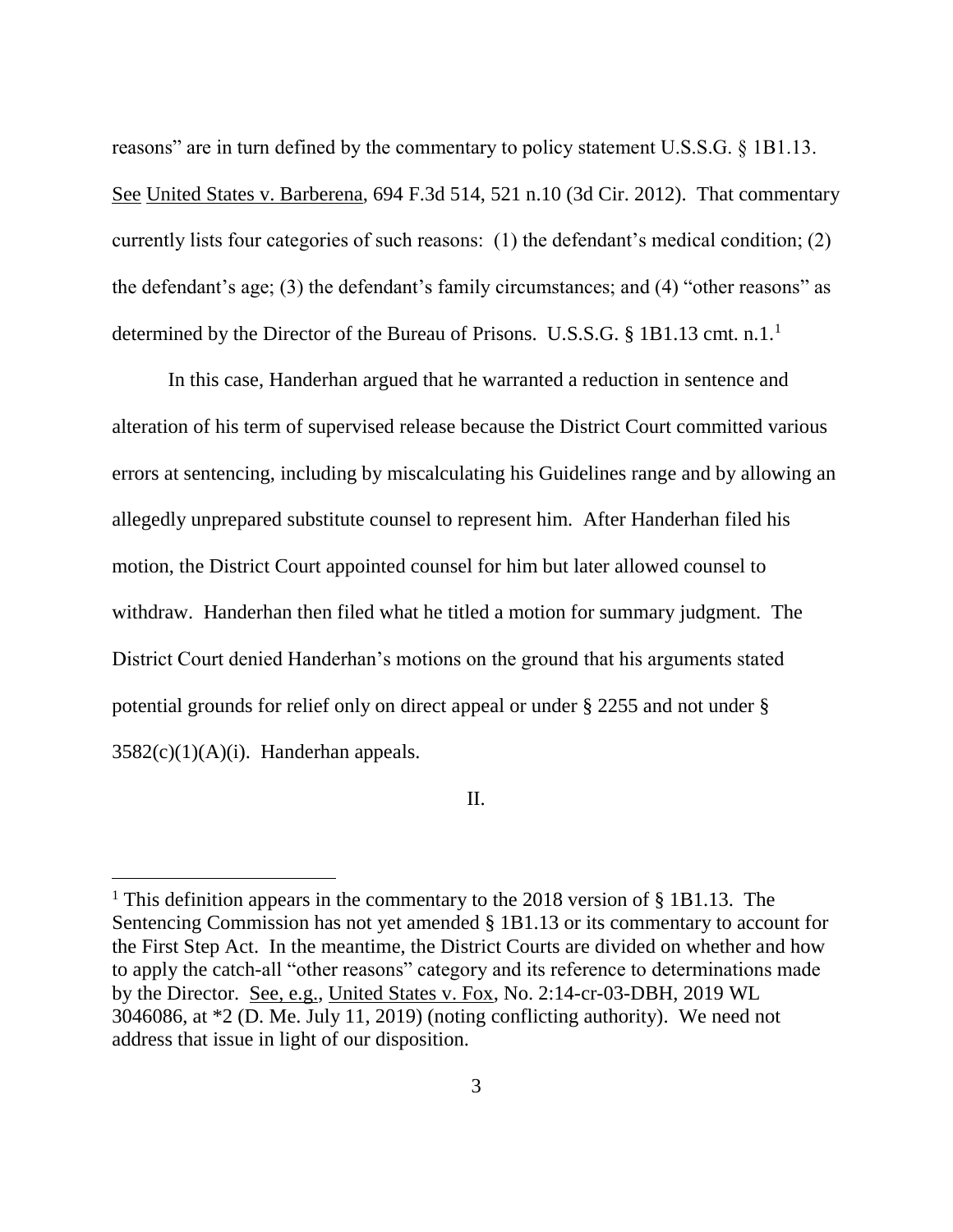reasons" are in turn defined by the commentary to policy statement U.S.S.G. § 1B1.13. See United States v. Barberena, 694 F.3d 514, 521 n.10 (3d Cir. 2012). That commentary currently lists four categories of such reasons: (1) the defendant's medical condition; (2) the defendant's age; (3) the defendant's family circumstances; and (4) "other reasons" as determined by the Director of the Bureau of Prisons. U.S.S.G. § 1B1.13 cmt. n.1.[1]

In this case, Handerhan argued that he warranted a reduction in sentence and alteration of his term of supervised release because the District Court committed various errors at sentencing, including by miscalculating his Guidelines range and by allowing an allegedly unprepared substitute counsel to represent him. After Handerhan filed his motion, the District Court appointed counsel for him but later allowed counsel to withdraw. Handerhan then filed what he titled a motion for summary judgment. The District Court denied Handerhan's motions on the ground that his arguments stated potential grounds for relief only on direct appeal or under § 2255 and not under § 3582(c)(1)(A)(i). Handerhan appeals.

II.

[1] This definition appears in the commentary to the 2018 version of § 1B1.13. The Sentencing Commission has not yet amended § 1B1.13 or its commentary to account for the First Step Act. In the meantime, the District Courts are divided on whether and how to apply the catch-all "other reasons" category and its reference to determinations made by the Director. See, e.g., United States v. Fox, No. 2:14-cr-03-DBH, 2019 WL 3046086, at *2 (D. Me. July 11, 2019) (noting conflicting authority). We need not address that issue in light of our disposition.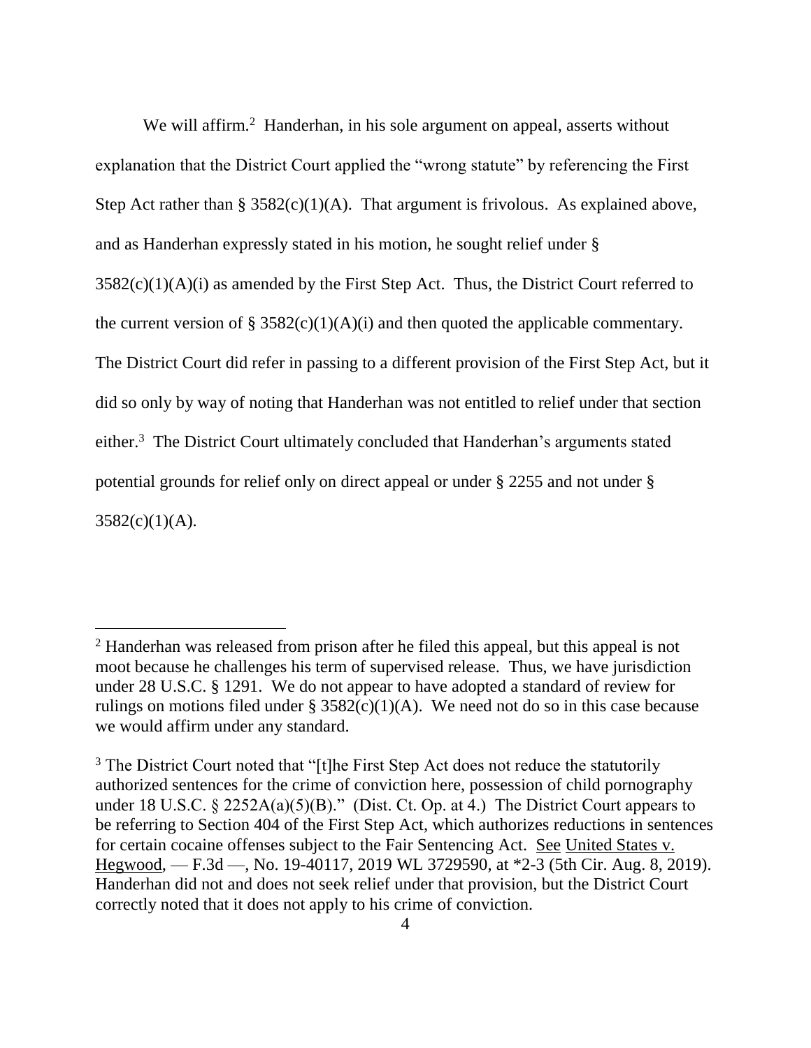We will affirm.[2] Handerhan, in his sole argument on appeal, asserts without explanation that the District Court applied the "wrong statute" by referencing the First Step Act rather than § 3582(c)(1)(A). That argument is frivolous. As explained above, and as Handerhan expressly stated in his motion, he sought relief under § 3582(c)(1)(A)(i) as amended by the First Step Act. Thus, the District Court referred to the current version of § 3582(c)(1)(A)(i) and then quoted the applicable commentary. The District Court did refer in passing to a different provision of the First Step Act, but it did so only by way of noting that Handerhan was not entitled to relief under that section either.[3] The District Court ultimately concluded that Handerhan's arguments stated potential grounds for relief only on direct appeal or under § 2255 and not under § 3582(c)(1)(A).

---

[2] Handerhan was released from prison after he filed this appeal, but this appeal is not moot because he challenges his term of supervised release. Thus, we have jurisdiction under 28 U.S.C. § 1291. We do not appear to have adopted a standard of review for rulings on motions filed under § 3582(c)(1)(A). We need not do so in this case because we would affirm under any standard.

[3] The District Court noted that "[t]he First Step Act does not reduce the statutorily authorized sentences for the crime of conviction here, possession of child pornography under 18 U.S.C. § 2252A(a)(5)(B)." (Dist. Ct. Op. at 4.) The District Court appears to be referring to Section 404 of the First Step Act, which authorizes reductions in sentences for certain cocaine offenses subject to the Fair Sentencing Act. See United States v. Hegwood, — F.3d —, No. 19-40117, 2019 WL 3729590, at *2-3 (5th Cir. Aug. 8, 2019). Handerhan did not and does not seek relief under that provision, but the District Court correctly noted that it does not apply to his crime of conviction.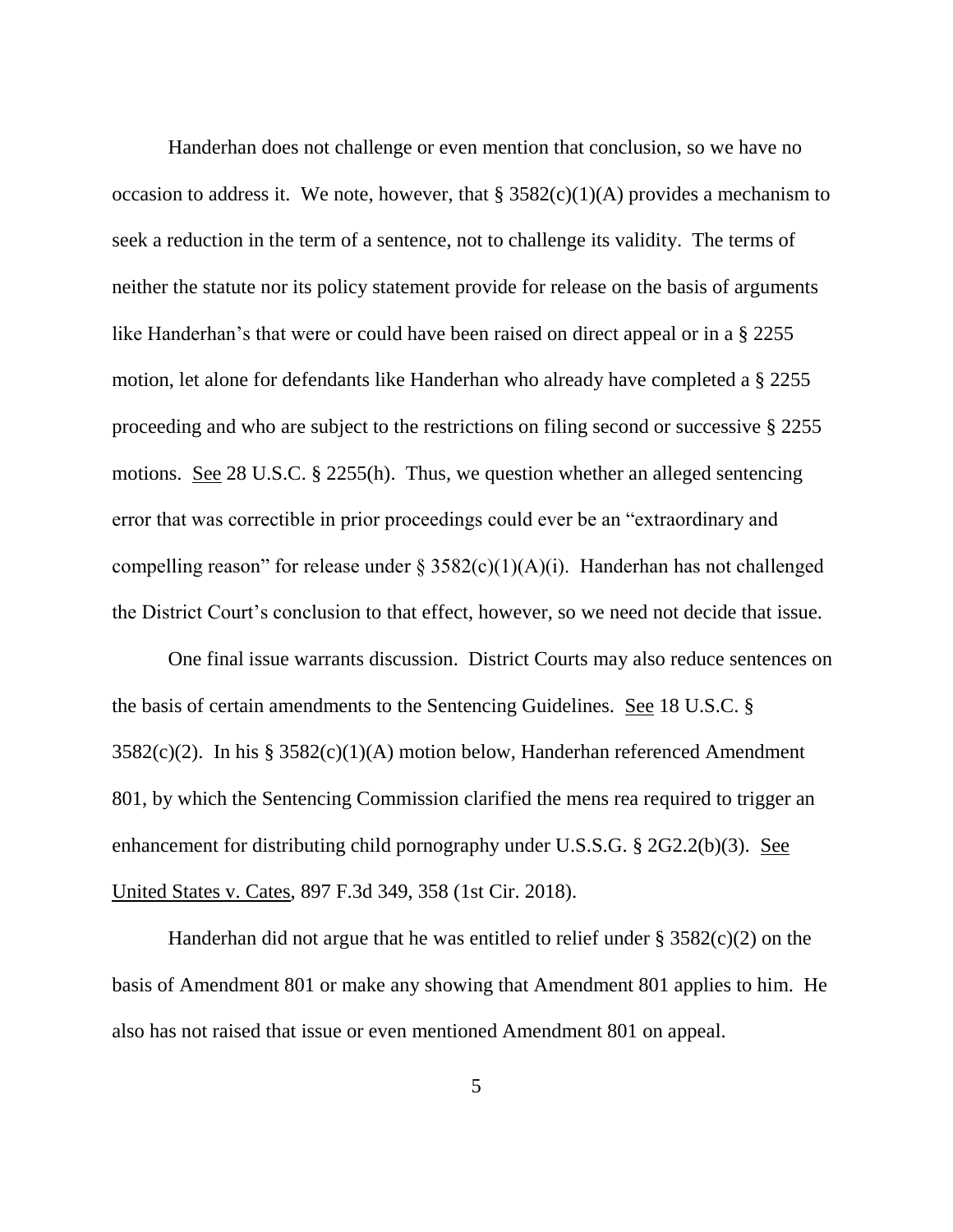Handerhan does not challenge or even mention that conclusion, so we have no occasion to address it. We note, however, that § 3582(c)(1)(A) provides a mechanism to seek a reduction in the term of a sentence, not to challenge its validity. The terms of neither the statute nor its policy statement provide for release on the basis of arguments like Handerhan's that were or could have been raised on direct appeal or in a § 2255 motion, let alone for defendants like Handerhan who already have completed a § 2255 proceeding and who are subject to the restrictions on filing second or successive § 2255 motions. See 28 U.S.C. § 2255(h). Thus, we question whether an alleged sentencing error that was correctible in prior proceedings could ever be an "extraordinary and compelling reason" for release under § 3582(c)(1)(A)(i). Handerhan has not challenged the District Court's conclusion to that effect, however, so we need not decide that issue.

One final issue warrants discussion. District Courts may also reduce sentences on the basis of certain amendments to the Sentencing Guidelines. See 18 U.S.C. § 3582(c)(2). In his § 3582(c)(1)(A) motion below, Handerhan referenced Amendment 801, by which the Sentencing Commission clarified the mens rea required to trigger an enhancement for distributing child pornography under U.S.S.G. § 2G2.2(b)(3). See United States v. Cates, 897 F.3d 349, 358 (1st Cir. 2018).

Handerhan did not argue that he was entitled to relief under § 3582(c)(2) on the basis of Amendment 801 or make any showing that Amendment 801 applies to him. He also has not raised that issue or even mentioned Amendment 801 on appeal.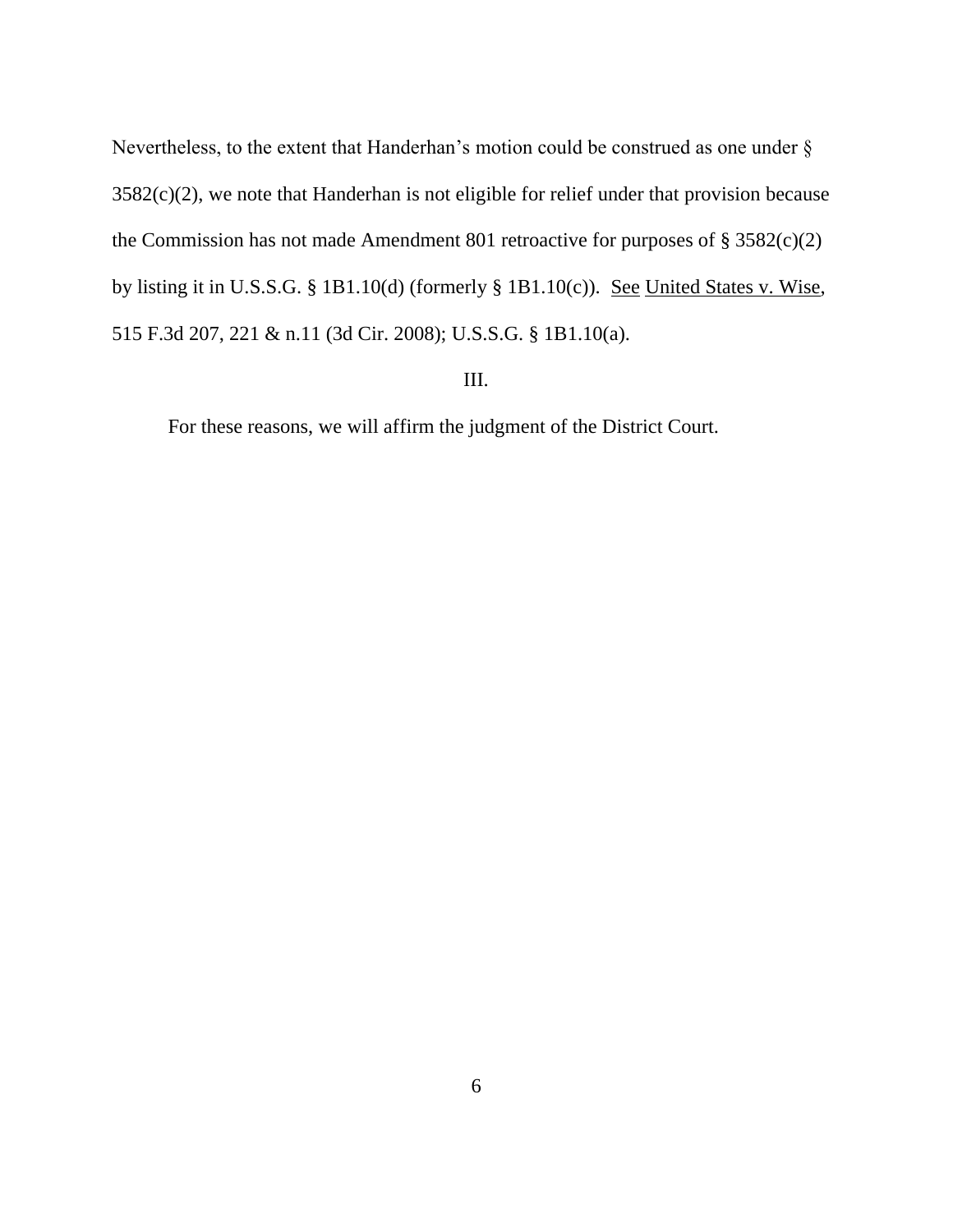Nevertheless, to the extent that Handerhan's motion could be construed as one under § 3582(c)(2), we note that Handerhan is not eligible for relief under that provision because the Commission has not made Amendment 801 retroactive for purposes of § 3582(c)(2) by listing it in U.S.S.G. § 1B1.10(d) (formerly § 1B1.10(c)). See United States v. Wise, 515 F.3d 207, 221 & n.11 (3d Cir. 2008); U.S.S.G. § 1B1.10(a).

III.

For these reasons, we will affirm the judgment of the District Court.